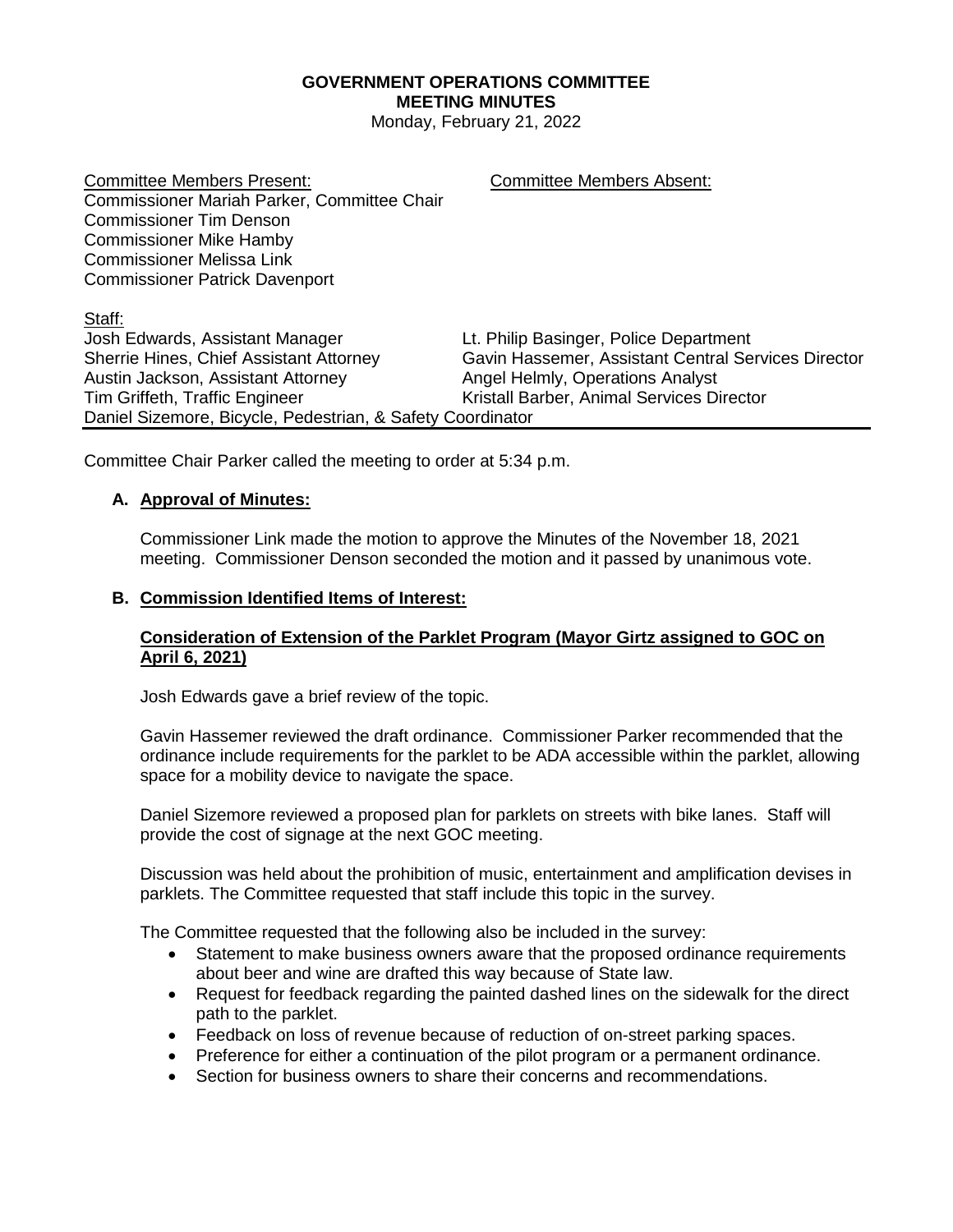# GOVERNMENT OPERATIONS COMMITTEE
## MEETING MINUTES

Monday, February 21, 2022

| Committee Members Present: | Committee Members Absent: |
|---|---|
| Commissioner Mariah Parker, Committee Chair | |
| Commissioner Tim Denson | |
| Commissioner Mike Hamby | |
| Commissioner Melissa Link | |
| Commissioner Patrick Davenport | |

Staff:

| | |
|---|---|
| Josh Edwards, Assistant Manager | Lt. Philip Basinger, Police Department |
| Sherrie Hines, Chief Assistant Attorney | Gavin Hassemer, Assistant Central Services Director |
| Austin Jackson, Assistant Attorney | Angel Helmly, Operations Analyst |
| Tim Griffeth, Traffic Engineer | Kristall Barber, Animal Services Director |
| Daniel Sizemore, Bicycle, Pedestrian, & Safety Coordinator | |

Committee Chair Parker called the meeting to order at 5:34 p.m.

**A. Approval of Minutes:**

Commissioner Link made the motion to approve the Minutes of the November 18, 2021 meeting. Commissioner Denson seconded the motion and it passed by unanimous vote.

**B. Commission Identified Items of Interest:**

**Consideration of Extension of the Parklet Program (Mayor Girtz assigned to GOC on April 6, 2021)**

Josh Edwards gave a brief review of the topic.

Gavin Hassemer reviewed the draft ordinance. Commissioner Parker recommended that the ordinance include requirements for the parklet to be ADA accessible within the parklet, allowing space for a mobility device to navigate the space.

Daniel Sizemore reviewed a proposed plan for parklets on streets with bike lanes. Staff will provide the cost of signage at the next GOC meeting.

Discussion was held about the prohibition of music, entertainment and amplification devises in parklets. The Committee requested that staff include this topic in the survey.

The Committee requested that the following also be included in the survey:

- Statement to make business owners aware that the proposed ordinance requirements about beer and wine are drafted this way because of State law.
- Request for feedback regarding the painted dashed lines on the sidewalk for the direct path to the parklet.
- Feedback on loss of revenue because of reduction of on-street parking spaces.
- Preference for either a continuation of the pilot program or a permanent ordinance.
- Section for business owners to share their concerns and recommendations.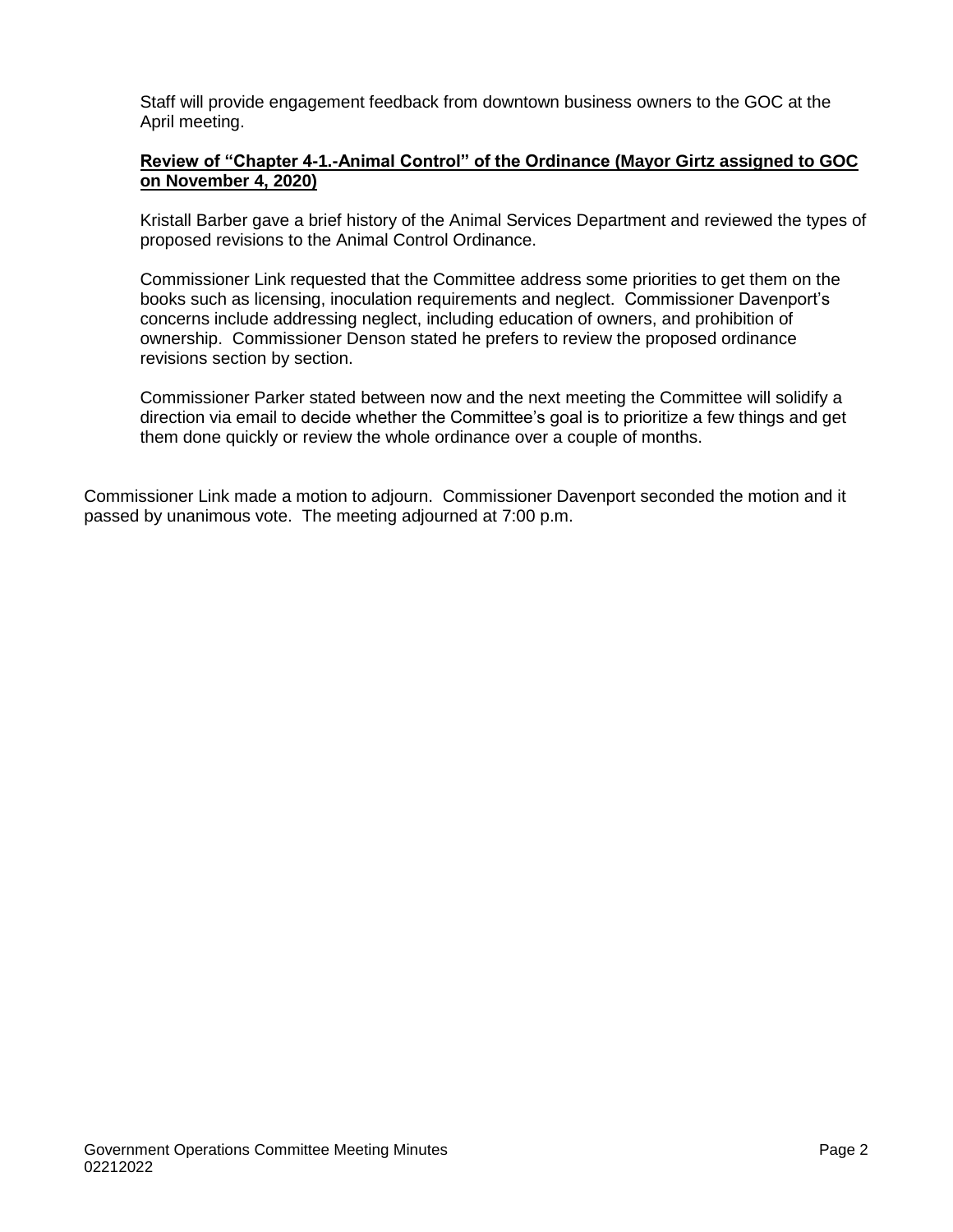Staff will provide engagement feedback from downtown business owners to the GOC at the April meeting.

**<u>Review of "Chapter 4-1.-Animal Control" of the Ordinance (Mayor Girtz assigned to GOC on November 4, 2020)</u>**

Kristall Barber gave a brief history of the Animal Services Department and reviewed the types of proposed revisions to the Animal Control Ordinance.

Commissioner Link requested that the Committee address some priorities to get them on the books such as licensing, inoculation requirements and neglect. Commissioner Davenport's concerns include addressing neglect, including education of owners, and prohibition of ownership. Commissioner Denson stated he prefers to review the proposed ordinance revisions section by section.

Commissioner Parker stated between now and the next meeting the Committee will solidify a direction via email to decide whether the Committee's goal is to prioritize a few things and get them done quickly or review the whole ordinance over a couple of months.

Commissioner Link made a motion to adjourn. Commissioner Davenport seconded the motion and it passed by unanimous vote. The meeting adjourned at 7:00 p.m.